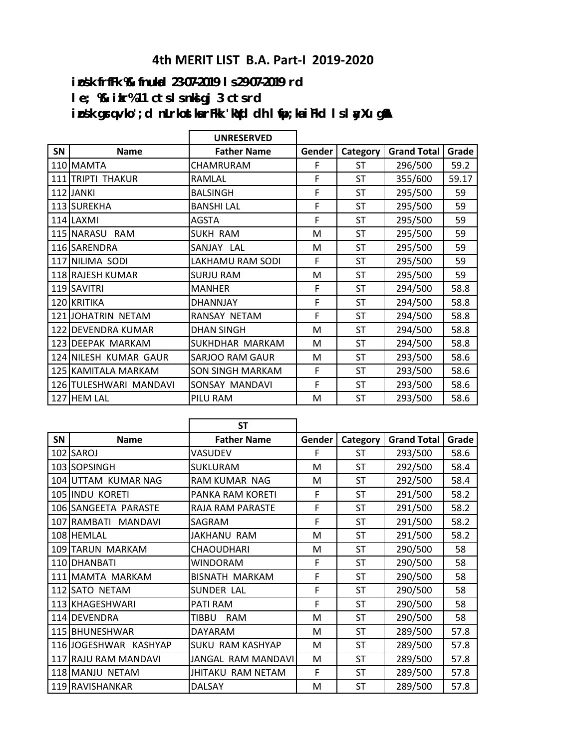# 4th MERIT LIST B.A. Part-I 2019-2020

**izos'k frfFk %& fnukad 23-07-2019 ls 29-07-2019 rd**

**le; %& izkr% 11 cts ls nksigj 3 cts rd**

**izos'k gsrq vko';d nLrkostksa rFkk 'kqYd dh lwph ;kaiFkd ls layXu gSA**

| | | UNRESERVED | | | | |
|---|---|---|---|---|---|---|
| SN | Name | Father Name | Gender | Category | Grand Total | Grade |
| 110 | MAMTA | CHAMRURAM | F | ST | 296/500 | 59.2 |
| 111 | TRIPTI THAKUR | RAMLAL | F | ST | 355/600 | 59.17 |
| 112 | JANKI | BALSINGH | F | ST | 295/500 | 59 |
| 113 | SUREKHA | BANSHI LAL | F | ST | 295/500 | 59 |
| 114 | LAXMI | AGSTA | F | ST | 295/500 | 59 |
| 115 | NARASU RAM | SUKH RAM | M | ST | 295/500 | 59 |
| 116 | SARENDRA | SANJAY LAL | M | ST | 295/500 | 59 |
| 117 | NILIMA SODI | LAKHAMU RAM SODI | F | ST | 295/500 | 59 |
| 118 | RAJESH KUMAR | SURJU RAM | M | ST | 295/500 | 59 |
| 119 | SAVITRI | MANHER | F | ST | 294/500 | 58.8 |
| 120 | KRITIKA | DHANNJAY | F | ST | 294/500 | 58.8 |
| 121 | JOHATRIN NETAM | RANSAY NETAM | F | ST | 294/500 | 58.8 |
| 122 | DEVENDRA KUMAR | DHAN SINGH | M | ST | 294/500 | 58.8 |
| 123 | DEEPAK MARKAM | SUKHDHAR MARKAM | M | ST | 294/500 | 58.8 |
| 124 | NILESH KUMAR GAUR | SARJOO RAM GAUR | M | ST | 293/500 | 58.6 |
| 125 | KAMITALA MARKAM | SON SINGH MARKAM | F | ST | 293/500 | 58.6 |
| 126 | TULESHWARI MANDAVI | SONSAY MANDAVI | F | ST | 293/500 | 58.6 |
| 127 | HEM LAL | PILU RAM | M | ST | 293/500 | 58.6 |

| | | ST | | | | |
|---|---|---|---|---|---|---|
| SN | Name | Father Name | Gender | Category | Grand Total | Grade |
| 102 | SAROJ | VASUDEV | F | ST | 293/500 | 58.6 |
| 103 | SOPSINGH | SUKLURAM | M | ST | 292/500 | 58.4 |
| 104 | UTTAM KUMAR NAG | RAM KUMAR NAG | M | ST | 292/500 | 58.4 |
| 105 | INDU KORETI | PANKA RAM KORETI | F | ST | 291/500 | 58.2 |
| 106 | SANGEETA PARASTE | RAJA RAM PARASTE | F | ST | 291/500 | 58.2 |
| 107 | RAMBATI MANDAVI | SAGRAM | F | ST | 291/500 | 58.2 |
| 108 | HEMLAL | JAKHANU RAM | M | ST | 291/500 | 58.2 |
| 109 | TARUN MARKAM | CHAOUDHARI | M | ST | 290/500 | 58 |
| 110 | DHANBATI | WINDORAM | F | ST | 290/500 | 58 |
| 111 | MAMTA MARKAM | BISNATH MARKAM | F | ST | 290/500 | 58 |
| 112 | SATO NETAM | SUNDER LAL | F | ST | 290/500 | 58 |
| 113 | KHAGESHWARI | PATI RAM | F | ST | 290/500 | 58 |
| 114 | DEVENDRA | TIBBU RAM | M | ST | 290/500 | 58 |
| 115 | BHUNESHWAR | DAYARAM | M | ST | 289/500 | 57.8 |
| 116 | JOGESHWAR KASHYAP | SUKU RAM KASHYAP | M | ST | 289/500 | 57.8 |
| 117 | RAJU RAM MANDAVI | JANGAL RAM MANDAVI | M | ST | 289/500 | 57.8 |
| 118 | MANJU NETAM | JHITAKU RAM NETAM | F | ST | 289/500 | 57.8 |
| 119 | RAVISHANKAR | DALSAY | M | ST | 289/500 | 57.8 |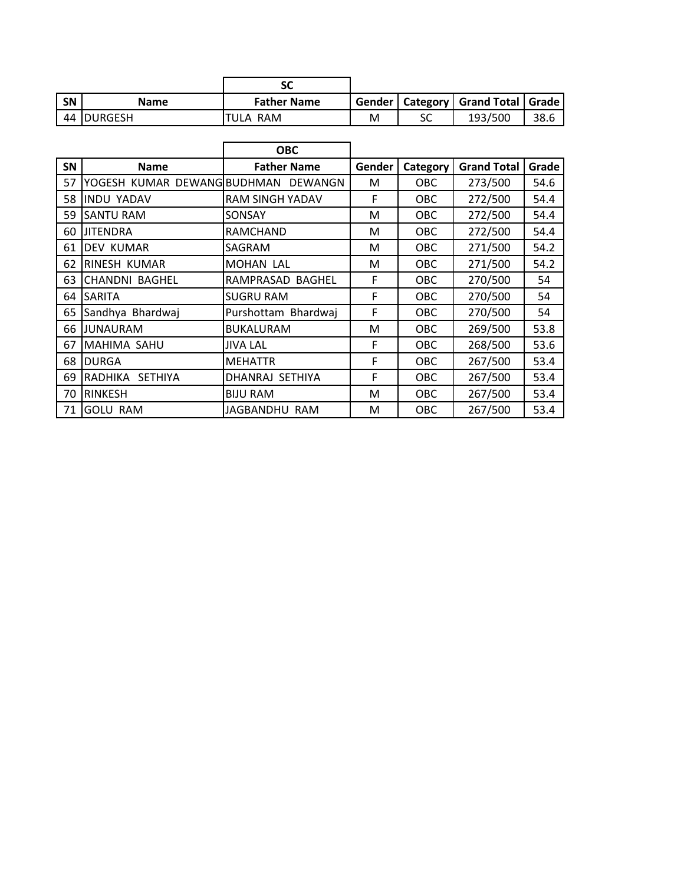| | | SC | | | | |
|---|---|---|---|---|---|---|
| SN | Name | Father Name | Gender | Category | Grand Total | Grade |
| 44 | DURGESH | TULA RAM | M | SC | 193/500 | 38.6 |

| | | OBC | | | | |
|---|---|---|---|---|---|---|
| SN | Name | Father Name | Gender | Category | Grand Total | Grade |
| 57 | YOGESH KUMAR DEWANG | BUDHMAN DEWANGN | M | OBC | 273/500 | 54.6 |
| 58 | INDU YADAV | RAM SINGH YADAV | F | OBC | 272/500 | 54.4 |
| 59 | SANTU RAM | SONSAY | M | OBC | 272/500 | 54.4 |
| 60 | JITENDRA | RAMCHAND | M | OBC | 272/500 | 54.4 |
| 61 | DEV KUMAR | SAGRAM | M | OBC | 271/500 | 54.2 |
| 62 | RINESH KUMAR | MOHAN LAL | M | OBC | 271/500 | 54.2 |
| 63 | CHANDNI BAGHEL | RAMPRASAD BAGHEL | F | OBC | 270/500 | 54 |
| 64 | SARITA | SUGRU RAM | F | OBC | 270/500 | 54 |
| 65 | Sandhya Bhardwaj | Purshottam Bhardwaj | F | OBC | 270/500 | 54 |
| 66 | JUNAURAM | BUKALURAM | M | OBC | 269/500 | 53.8 |
| 67 | MAHIMA SAHU | JIVA LAL | F | OBC | 268/500 | 53.6 |
| 68 | DURGA | MEHATTR | F | OBC | 267/500 | 53.4 |
| 69 | RADHIKA SETHIYA | DHANRAJ SETHIYA | F | OBC | 267/500 | 53.4 |
| 70 | RINKESH | BIJU RAM | M | OBC | 267/500 | 53.4 |
| 71 | GOLU RAM | JAGBANDHU RAM | M | OBC | 267/500 | 53.4 |